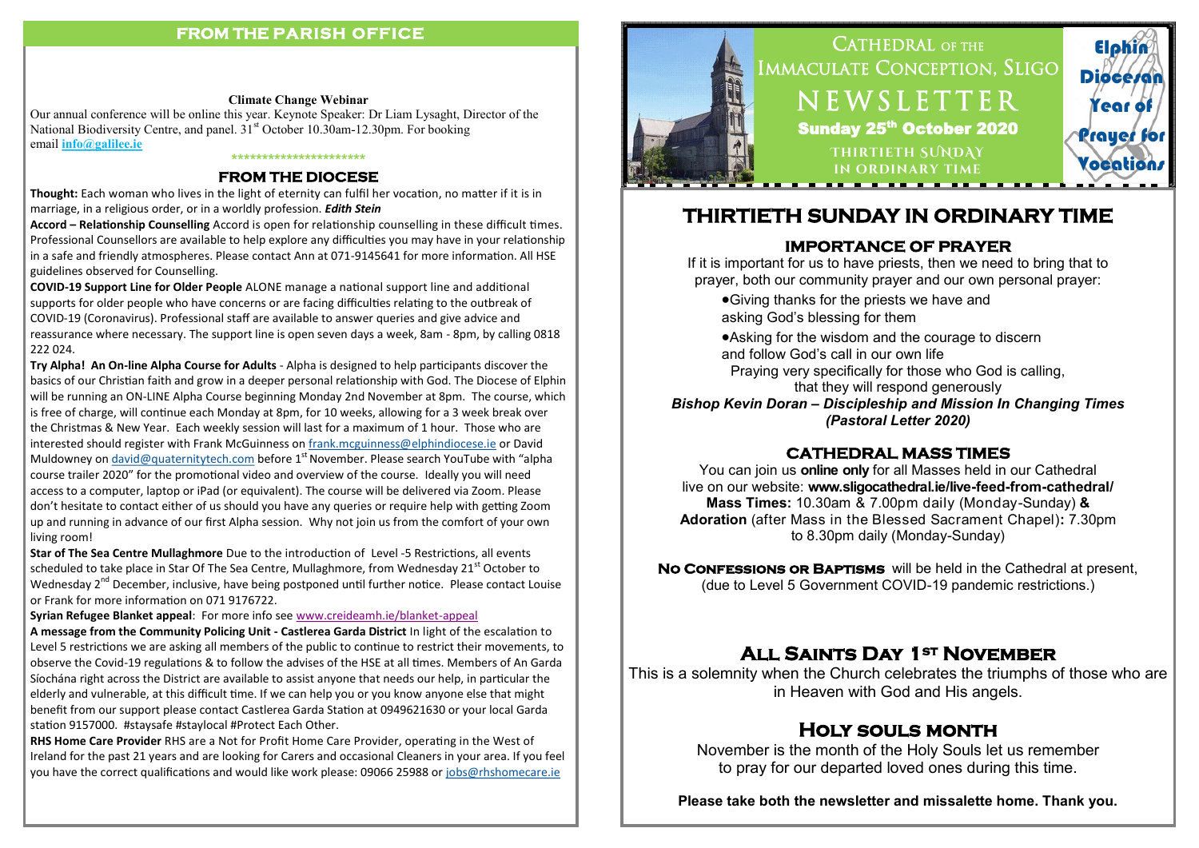## FROM THE PARISH OFFICE

**Climate Change Webinar**

Our annual conference will be online this year. Keynote Speaker: Dr Liam Lysaght, Director of the National Biodiversity Centre, and panel. 31st October 10.30am-12.30pm. For booking email **info@galilee.ie**

\*\*\*\*\*\*\*\*\*\*\*\*\*\*\*\*\*\*\*\*\*\*\*

## FROM THE DIOCESE

**Thought:** Each woman who lives in the light of eternity can fulfil her vocation, no matter if it is in marriage, in a religious order, or in a worldly profession. ***Edith Stein***

**Accord – Relationship Counselling** Accord is open for relationship counselling in these difficult times. Professional Counsellors are available to help explore any difficulties you may have in your relationship in a safe and friendly atmospheres. Please contact Ann at 071-9145641 for more information. All HSE guidelines observed for Counselling.

**COVID-19 Support Line for Older People** ALONE manage a national support line and additional supports for older people who have concerns or are facing difficulties relating to the outbreak of COVID-19 (Coronavirus). Professional staff are available to answer queries and give advice and reassurance where necessary. The support line is open seven days a week, 8am - 8pm, by calling 0818 222 024.

**Try Alpha! An On-line Alpha Course for Adults** - Alpha is designed to help participants discover the basics of our Christian faith and grow in a deeper personal relationship with God. The Diocese of Elphin will be running an ON-LINE Alpha Course beginning Monday 2nd November at 8pm. The course, which is free of charge, will continue each Monday at 8pm, for 10 weeks, allowing for a 3 week break over the Christmas & New Year. Each weekly session will last for a maximum of 1 hour. Those who are interested should register with Frank McGuinness on frank.mcguinness@elphindiocese.ie or David Muldowney on david@quaternitytech.com before 1st November. Please search YouTube with "alpha course trailer 2020" for the promotional video and overview of the course. Ideally you will need access to a computer, laptop or iPad (or equivalent). The course will be delivered via Zoom. Please don't hesitate to contact either of us should you have any queries or require help with getting Zoom up and running in advance of our first Alpha session. Why not join us from the comfort of your own living room!

**Star of The Sea Centre Mullaghmore** Due to the introduction of Level -5 Restrictions, all events scheduled to take place in Star Of The Sea Centre, Mullaghmore, from Wednesday 21st October to Wednesday 2nd December, inclusive, have being postponed until further notice. Please contact Louise or Frank for more information on 071 9176722.

**Syrian Refugee Blanket appeal**: For more info see www.creideamh.ie/blanket-appeal

**A message from the Community Policing Unit - Castlerea Garda District** In light of the escalation to Level 5 restrictions we are asking all members of the public to continue to restrict their movements, to observe the Covid-19 regulations & to follow the advises of the HSE at all times. Members of An Garda Síochána right across the District are available to assist anyone that needs our help, in particular the elderly and vulnerable, at this difficult time. If we can help you or you know anyone else that might benefit from our support please contact Castlerea Garda Station at 0949621630 or your local Garda station 9157000. #staysafe #staylocal #Protect Each Other.

**RHS Home Care Provider** RHS are a Not for Profit Home Care Provider, operating in the West of Ireland for the past 21 years and are looking for Carers and occasional Cleaners in your area. If you feel you have the correct qualifications and would like work please: 09066 25988 or jobs@rhshomecare.ie

# CATHEDRAL OF THE IMMACULATE CONCEPTION, SLIGO NEWSLETTER

**Sunday 25th October 2020**

THIRTIETH SUNDAY IN ORDINARY TIME

**Elphin Diocesan Year of Prayer for Vocations**

# THIRTIETH SUNDAY IN ORDINARY TIME

## IMPORTANCE OF PRAYER

If it is important for us to have priests, then we need to bring that to prayer, both our community prayer and our own personal prayer:

- Giving thanks for the priests we have and asking God's blessing for them
- Asking for the wisdom and the courage to discern and follow God's call in our own life

Praying very specifically for those who God is calling, that they will respond generously

***Bishop Kevin Doran – Discipleship and Mission In Changing Times (Pastoral Letter 2020)***

## CATHEDRAL MASS TIMES

You can join us **online only** for all Masses held in our Cathedral live on our website: **www.sligocathedral.ie/live-feed-from-cathedral/**
**Mass Times:** 10.30am & 7.00pm daily (Monday-Sunday) **& Adoration** (after Mass in the Blessed Sacrament Chapel)**:** 7.30pm to 8.30pm daily (Monday-Sunday)

**No Confessions or Baptisms** will be held in the Cathedral at present, (due to Level 5 Government COVID-19 pandemic restrictions.)

## All Saints Day 1st November

This is a solemnity when the Church celebrates the triumphs of those who are in Heaven with God and His angels.

## Holy souls month

November is the month of the Holy Souls let us remember to pray for our departed loved ones during this time.

**Please take both the newsletter and missalette home. Thank you.**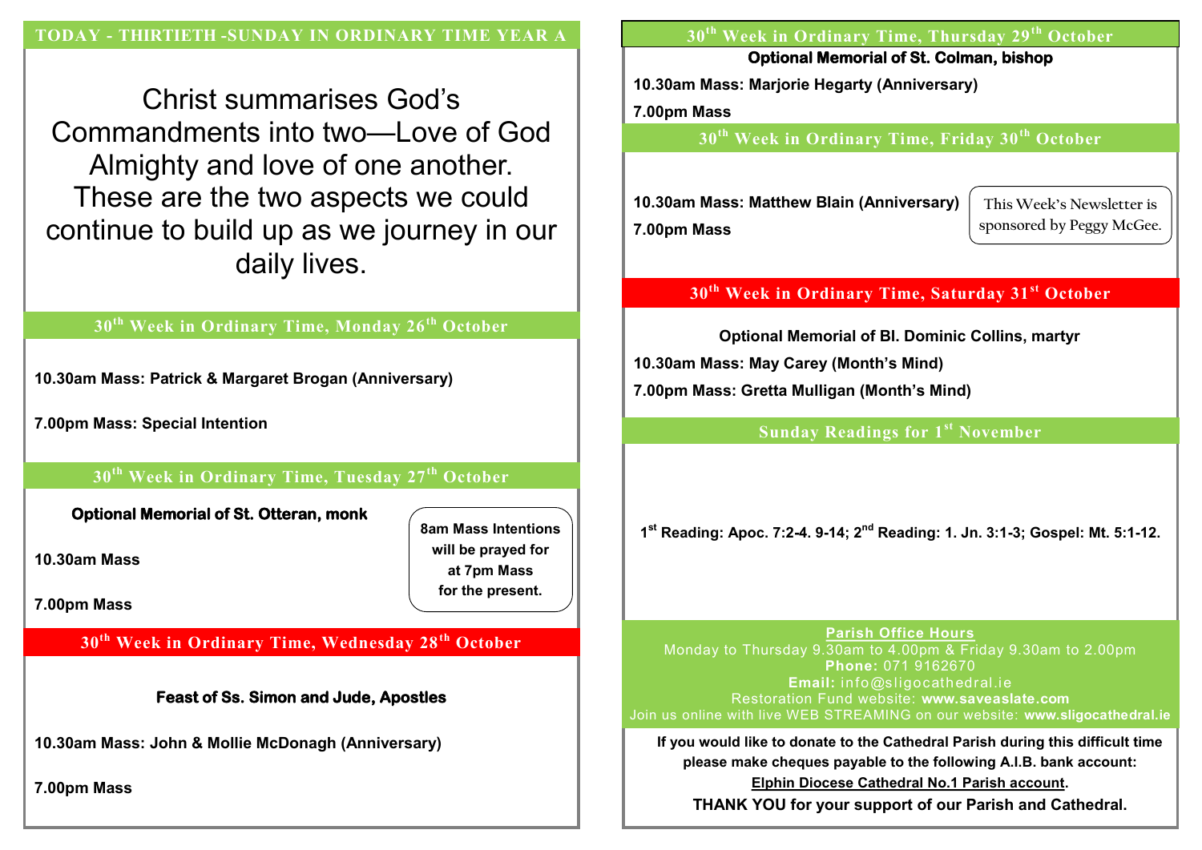## TODAY - THIRTIETH -SUNDAY IN ORDINARY TIME YEAR A

Christ summarises God's Commandments into two—Love of God Almighty and love of one another. These are the two aspects we could continue to build up as we journey in our daily lives.

## 30th Week in Ordinary Time, Monday 26th October

**10.30am Mass: Patrick & Margaret Brogan (Anniversary)**

**7.00pm Mass: Special Intention**

## 30th Week in Ordinary Time, Tuesday 27th October

**Optional Memorial of St. Otteran, monk**

**10.30am Mass**

**7.00pm Mass**

**8am Mass Intentions will be prayed for at 7pm Mass for the present.**

## 30th Week in Ordinary Time, Wednesday 28th October

**Feast of Ss. Simon and Jude, Apostles**

**10.30am Mass: John & Mollie McDonagh (Anniversary)**

**7.00pm Mass**

## 30th Week in Ordinary Time, Thursday 29th October

**Optional Memorial of St. Colman, bishop**

**10.30am Mass: Marjorie Hegarty (Anniversary)**

**7.00pm Mass**

## 30th Week in Ordinary Time, Friday 30th October

**10.30am Mass: Matthew Blain (Anniversary)**

**7.00pm Mass**

This Week's Newsletter is sponsored by Peggy McGee.

## 30th Week in Ordinary Time, Saturday 31st October

**Optional Memorial of Bl. Dominic Collins, martyr**

**10.30am Mass: May Carey (Month's Mind)**

**7.00pm Mass: Gretta Mulligan (Month's Mind)**

## Sunday Readings for 1st November

**1st Reading: Apoc. 7:2-4. 9-14; 2nd Reading: 1. Jn. 3:1-3; Gospel: Mt. 5:1-12.**

**Parish Office Hours**

Monday to Thursday 9.30am to 4.00pm & Friday 9.30am to 2.00pm

**Phone:** 071 9162670

**Email:** info@sligocathedral.ie

Restoration Fund website: **www.saveaslate.com**

Join us online with live WEB STREAMING on our website: **www.sligocathedral.ie**

**If you would like to donate to the Cathedral Parish during this difficult time please make cheques payable to the following A.I.B. bank account:**

**Elphin Diocese Cathedral No.1 Parish account.**

**THANK YOU for your support of our Parish and Cathedral.**